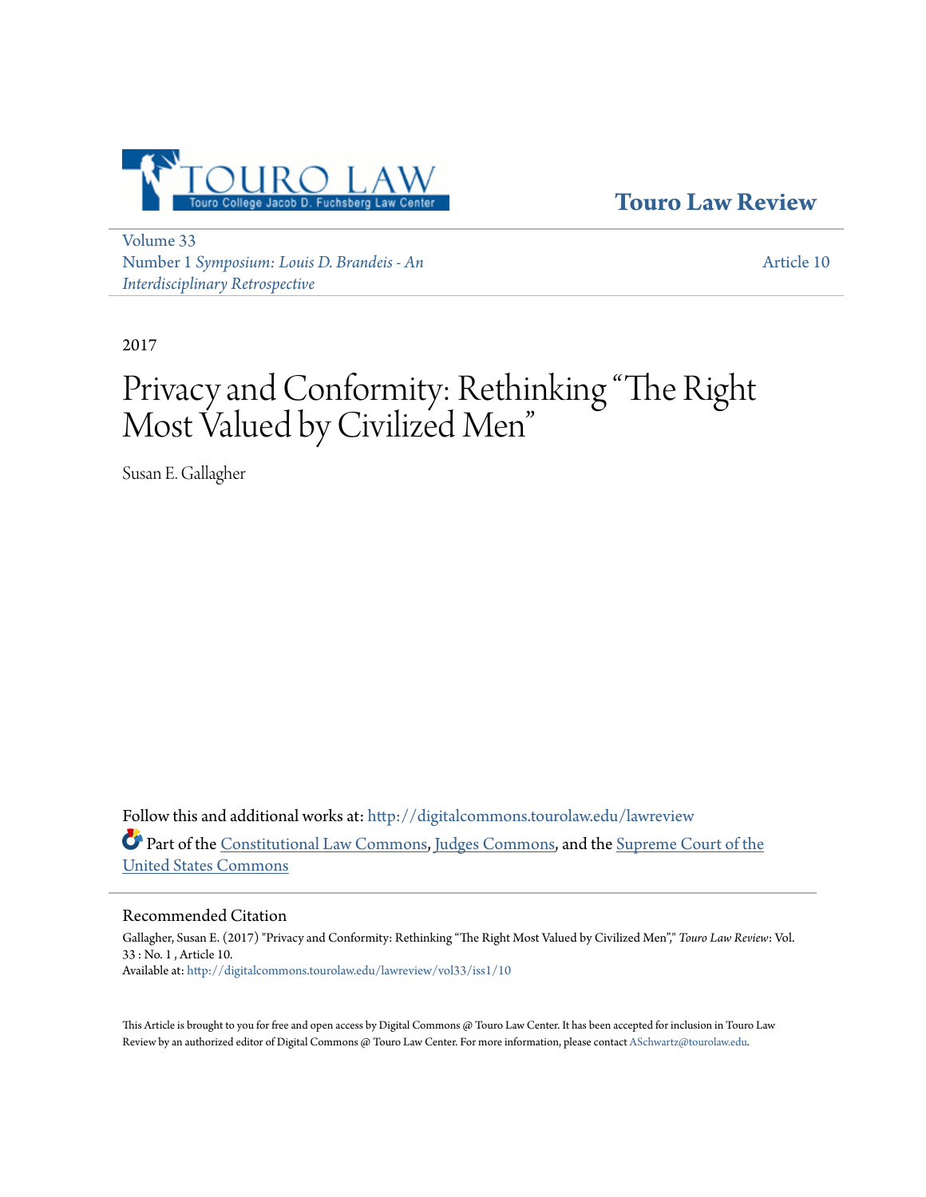Touro Law Review

Volume 33
Number 1 *Symposium: Louis D. Brandeis - An Interdisciplinary Retrospective*

Article 10

2017

# Privacy and Conformity: Rethinking "The Right Most Valued by Civilized Men"

Susan E. Gallagher

Follow this and additional works at: http://digitalcommons.tourolaw.edu/lawreview

Part of the Constitutional Law Commons, Judges Commons, and the Supreme Court of the United States Commons

## Recommended Citation

Gallagher, Susan E. (2017) "Privacy and Conformity: Rethinking "The Right Most Valued by Civilized Men"," *Touro Law Review*: Vol. 33 : No. 1 , Article 10.
Available at: http://digitalcommons.tourolaw.edu/lawreview/vol33/iss1/10

This Article is brought to you for free and open access by Digital Commons @ Touro Law Center. It has been accepted for inclusion in Touro Law Review by an authorized editor of Digital Commons @ Touro Law Center. For more information, please contact ASchwartz@tourolaw.edu.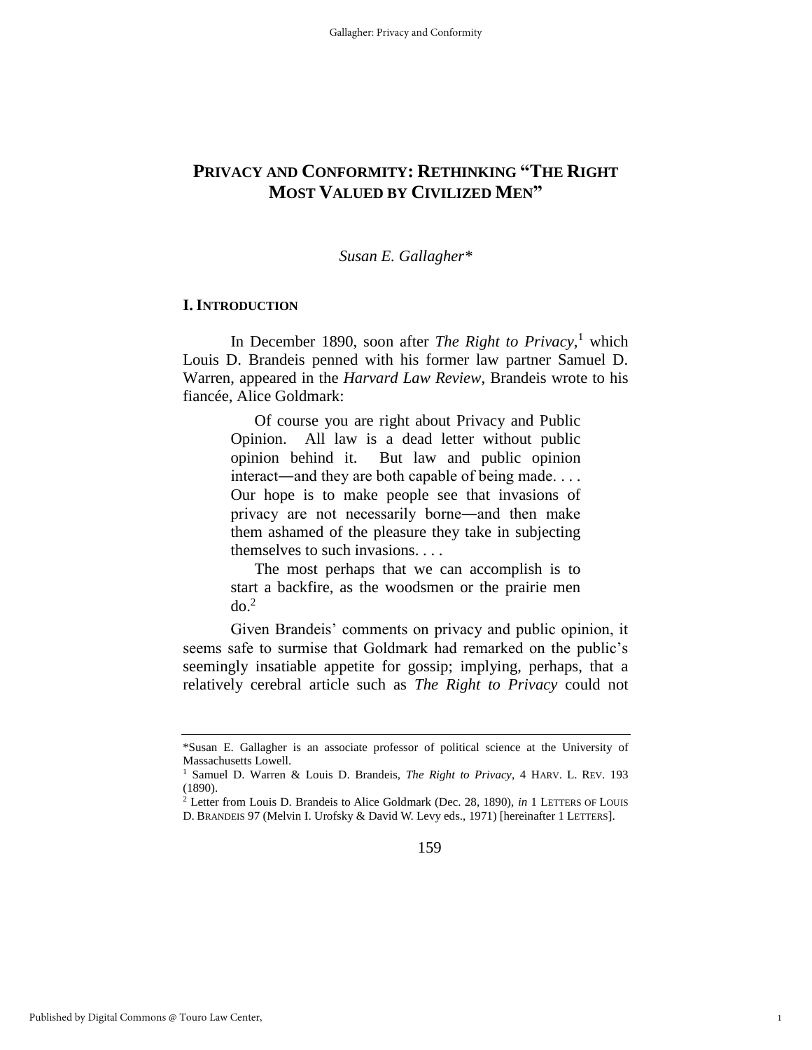# PRIVACY AND CONFORMITY: RETHINKING "THE RIGHT MOST VALUED BY CIVILIZED MEN"

*Susan E. Gallagher\**

## I. INTRODUCTION

In December 1890, soon after *The Right to Privacy*,[1] which Louis D. Brandeis penned with his former law partner Samuel D. Warren, appeared in the *Harvard Law Review*, Brandeis wrote to his fiancée, Alice Goldmark:

> Of course you are right about Privacy and Public Opinion. All law is a dead letter without public opinion behind it. But law and public opinion interact—and they are both capable of being made. . . . Our hope is to make people see that invasions of privacy are not necessarily borne—and then make them ashamed of the pleasure they take in subjecting themselves to such invasions. . . .
>
> The most perhaps that we can accomplish is to start a backfire, as the woodsmen or the prairie men do.[2]

Given Brandeis' comments on privacy and public opinion, it seems safe to surmise that Goldmark had remarked on the public's seemingly insatiable appetite for gossip; implying, perhaps, that a relatively cerebral article such as *The Right to Privacy* could not

---

\*Susan E. Gallagher is an associate professor of political science at the University of Massachusetts Lowell.

[1] Samuel D. Warren & Louis D. Brandeis, *The Right to Privacy*, 4 HARV. L. REV. 193 (1890).

[2] Letter from Louis D. Brandeis to Alice Goldmark (Dec. 28, 1890), *in* 1 LETTERS OF LOUIS D. BRANDEIS 97 (Melvin I. Urofsky & David W. Levy eds., 1971) [hereinafter 1 LETTERS].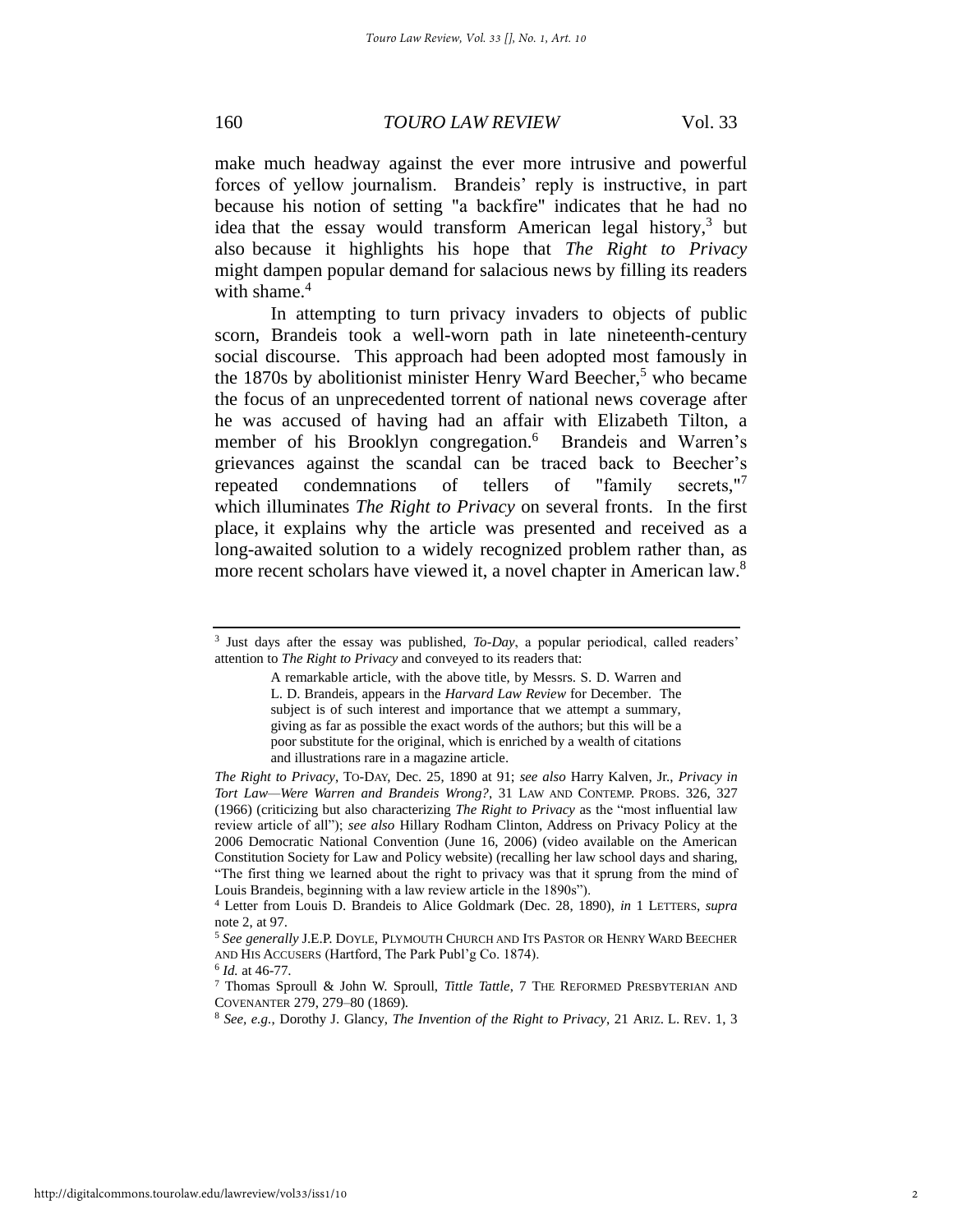make much headway against the ever more intrusive and powerful forces of yellow journalism. Brandeis' reply is instructive, in part because his notion of setting "a backfire" indicates that he had no idea that the essay would transform American legal history,[3] but also because it highlights his hope that *The Right to Privacy* might dampen popular demand for salacious news by filling its readers with shame.[4]

In attempting to turn privacy invaders to objects of public scorn, Brandeis took a well-worn path in late nineteenth-century social discourse. This approach had been adopted most famously in the 1870s by abolitionist minister Henry Ward Beecher,[5] who became the focus of an unprecedented torrent of national news coverage after he was accused of having had an affair with Elizabeth Tilton, a member of his Brooklyn congregation.[6] Brandeis and Warren's grievances against the scandal can be traced back to Beecher's repeated condemnations of tellers of "family secrets,"[7] which illuminates *The Right to Privacy* on several fronts. In the first place, it explains why the article was presented and received as a long-awaited solution to a widely recognized problem rather than, as more recent scholars have viewed it, a novel chapter in American law.[8]

---

[3] Just days after the essay was published, *To-Day*, a popular periodical, called readers' attention to *The Right to Privacy* and conveyed to its readers that:

> A remarkable article, with the above title, by Messrs. S. D. Warren and L. D. Brandeis, appears in the *Harvard Law Review* for December. The subject is of such interest and importance that we attempt a summary, giving as far as possible the exact words of the authors; but this will be a poor substitute for the original, which is enriched by a wealth of citations and illustrations rare in a magazine article.

*The Right to Privacy*, TO-DAY, Dec. 25, 1890 at 91; *see also* Harry Kalven, Jr., *Privacy in Tort Law—Were Warren and Brandeis Wrong?*, 31 LAW AND CONTEMP. PROBS. 326, 327 (1966) (criticizing but also characterizing *The Right to Privacy* as the "most influential law review article of all"); *see also* Hillary Rodham Clinton, Address on Privacy Policy at the 2006 Democratic National Convention (June 16, 2006) (video available on the American Constitution Society for Law and Policy website) (recalling her law school days and sharing, "The first thing we learned about the right to privacy was that it sprung from the mind of Louis Brandeis, beginning with a law review article in the 1890s").

[4] Letter from Louis D. Brandeis to Alice Goldmark (Dec. 28, 1890), *in* 1 LETTERS, *supra* note 2, at 97.

[5] *See generally* J.E.P. DOYLE, PLYMOUTH CHURCH AND ITS PASTOR OR HENRY WARD BEECHER AND HIS ACCUSERS (Hartford, The Park Publ'g Co. 1874).

[6] *Id.* at 46-77.

[7] Thomas Sproull & John W. Sproull, *Tittle Tattle*, 7 THE REFORMED PRESBYTERIAN AND COVENANTER 279, 279–80 (1869).

[8] *See, e.g.*, Dorothy J. Glancy, *The Invention of the Right to Privacy*, 21 ARIZ. L. REV. 1, 3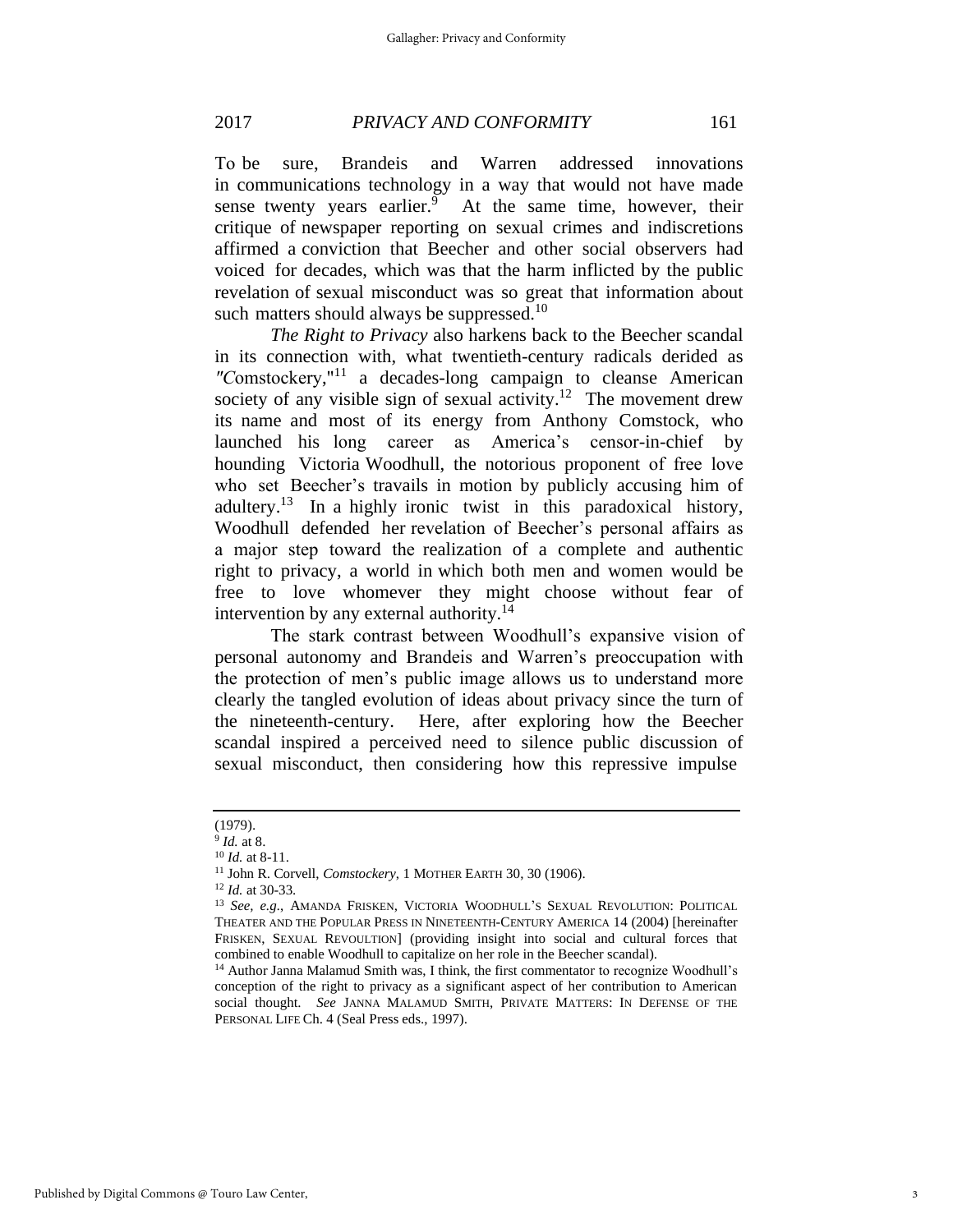To be sure, Brandeis and Warren addressed innovations in communications technology in a way that would not have made sense twenty years earlier.[9] At the same time, however, their critique of newspaper reporting on sexual crimes and indiscretions affirmed a conviction that Beecher and other social observers had voiced for decades, which was that the harm inflicted by the public revelation of sexual misconduct was so great that information about such matters should always be suppressed.[10]

*The Right to Privacy* also harkens back to the Beecher scandal in its connection with, what twentieth-century radicals derided as "Comstockery,"[11] a decades-long campaign to cleanse American society of any visible sign of sexual activity.[12] The movement drew its name and most of its energy from Anthony Comstock, who launched his long career as America's censor-in-chief by hounding Victoria Woodhull, the notorious proponent of free love who set Beecher's travails in motion by publicly accusing him of adultery.[13] In a highly ironic twist in this paradoxical history, Woodhull defended her revelation of Beecher's personal affairs as a major step toward the realization of a complete and authentic right to privacy, a world in which both men and women would be free to love whomever they might choose without fear of intervention by any external authority.[14]

The stark contrast between Woodhull's expansive vision of personal autonomy and Brandeis and Warren's preoccupation with the protection of men's public image allows us to understand more clearly the tangled evolution of ideas about privacy since the turn of the nineteenth-century. Here, after exploring how the Beecher scandal inspired a perceived need to silence public discussion of sexual misconduct, then considering how this repressive impulse

---

(1979).

[9] *Id.* at 8.

[10] *Id.* at 8-11.

[11] John R. Corvell, *Comstockery*, 1 MOTHER EARTH 30, 30 (1906).

[12] *Id.* at 30-33.

[13] *See, e.g.*, AMANDA FRISKEN, VICTORIA WOODHULL'S SEXUAL REVOLUTION: POLITICAL THEATER AND THE POPULAR PRESS IN NINETEENTH-CENTURY AMERICA 14 (2004) [hereinafter FRISKEN, SEXUAL REVOULTION] (providing insight into social and cultural forces that combined to enable Woodhull to capitalize on her role in the Beecher scandal).

[14] Author Janna Malamud Smith was, I think, the first commentator to recognize Woodhull's conception of the right to privacy as a significant aspect of her contribution to American social thought. *See* JANNA MALAMUD SMITH, PRIVATE MATTERS: IN DEFENSE OF THE PERSONAL LIFE Ch. 4 (Seal Press eds., 1997).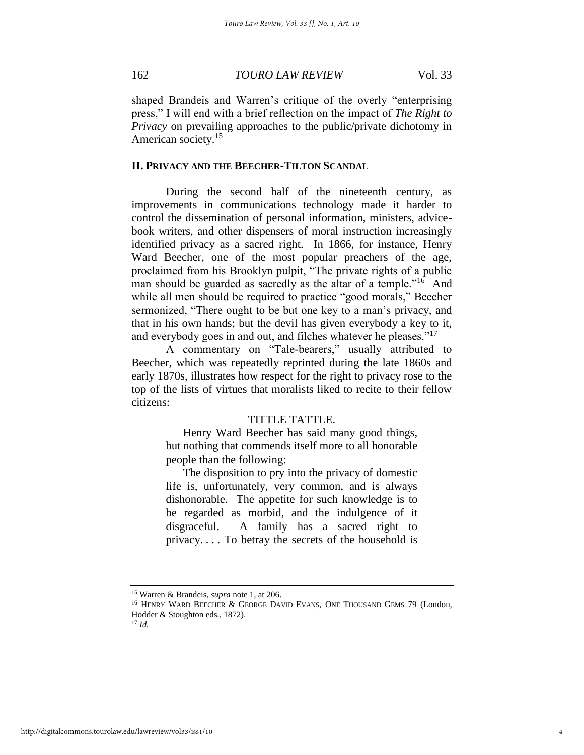shaped Brandeis and Warren's critique of the overly "enterprising press," I will end with a brief reflection on the impact of *The Right to Privacy* on prevailing approaches to the public/private dichotomy in American society.[15]

## II. Privacy and the Beecher-Tilton Scandal

During the second half of the nineteenth century, as improvements in communications technology made it harder to control the dissemination of personal information, ministers, advice-book writers, and other dispensers of moral instruction increasingly identified privacy as a sacred right. In 1866, for instance, Henry Ward Beecher, one of the most popular preachers of the age, proclaimed from his Brooklyn pulpit, "The private rights of a public man should be guarded as sacredly as the altar of a temple."[16] And while all men should be required to practice "good morals," Beecher sermonized, "There ought to be but one key to a man's privacy, and that in his own hands; but the devil has given everybody a key to it, and everybody goes in and out, and filches whatever he pleases."[17]

A commentary on "Tale-bearers," usually attributed to Beecher, which was repeatedly reprinted during the late 1860s and early 1870s, illustrates how respect for the right to privacy rose to the top of the lists of virtues that moralists liked to recite to their fellow citizens:

> TITTLE TATTLE.
>
> Henry Ward Beecher has said many good things, but nothing that commends itself more to all honorable people than the following:
>
> The disposition to pry into the privacy of domestic life is, unfortunately, very common, and is always dishonorable. The appetite for such knowledge is to be regarded as morbid, and the indulgence of it disgraceful. A family has a sacred right to privacy. . . . To betray the secrets of the household is

---

[15] Warren & Brandeis, *supra* note 1, at 206.

[16] Henry Ward Beecher & George David Evans, One Thousand Gems 79 (London, Hodder & Stoughton eds., 1872).

[17] *Id.*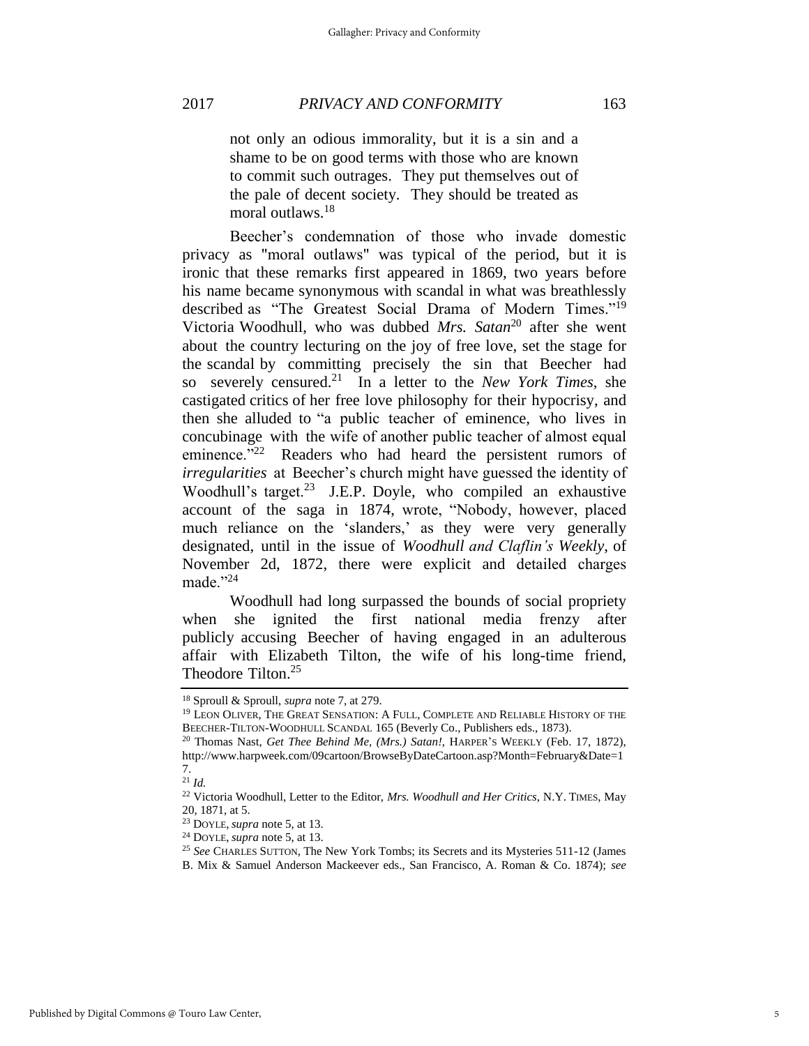> not only an odious immorality, but it is a sin and a shame to be on good terms with those who are known to commit such outrages. They put themselves out of the pale of decent society. They should be treated as moral outlaws.[18]

Beecher's condemnation of those who invade domestic privacy as "moral outlaws" was typical of the period, but it is ironic that these remarks first appeared in 1869, two years before his name became synonymous with scandal in what was breathlessly described as "The Greatest Social Drama of Modern Times."[19] Victoria Woodhull, who was dubbed *Mrs. Satan*[20] after she went about the country lecturing on the joy of free love, set the stage for the scandal by committing precisely the sin that Beecher had so severely censured.[21] In a letter to the *New York Times*, she castigated critics of her free love philosophy for their hypocrisy, and then she alluded to "a public teacher of eminence, who lives in concubinage with the wife of another public teacher of almost equal eminence."[22] Readers who had heard the persistent rumors of *irregularities* at Beecher's church might have guessed the identity of Woodhull's target.[23] J.E.P. Doyle, who compiled an exhaustive account of the saga in 1874, wrote, "Nobody, however, placed much reliance on the 'slanders,' as they were very generally designated, until in the issue of *Woodhull and Claflin's Weekly*, of November 2d, 1872, there were explicit and detailed charges made."[24]

Woodhull had long surpassed the bounds of social propriety when she ignited the first national media frenzy after publicly accusing Beecher of having engaged in an adulterous affair with Elizabeth Tilton, the wife of his long-time friend, Theodore Tilton.[25]

---

[18] Sproull & Sproull, *supra* note 7, at 279.

[19] LEON OLIVER, THE GREAT SENSATION: A FULL, COMPLETE AND RELIABLE HISTORY OF THE BEECHER-TILTON-WOODHULL SCANDAL 165 (Beverly Co., Publishers eds., 1873).

[20] Thomas Nast, *Get Thee Behind Me, (Mrs.) Satan!*, HARPER'S WEEKLY (Feb. 17, 1872), http://www.harpweek.com/09cartoon/BrowseByDateCartoon.asp?Month=February&Date=17.

[21] *Id.*

[22] Victoria Woodhull, Letter to the Editor, *Mrs. Woodhull and Her Critics*, N.Y. TIMES, May 20, 1871, at 5.

[23] DOYLE, *supra* note 5, at 13.

[24] DOYLE, *supra* note 5, at 13.

[25] *See* CHARLES SUTTON, The New York Tombs; its Secrets and its Mysteries 511-12 (James B. Mix & Samuel Anderson Mackeever eds., San Francisco, A. Roman & Co. 1874); *see*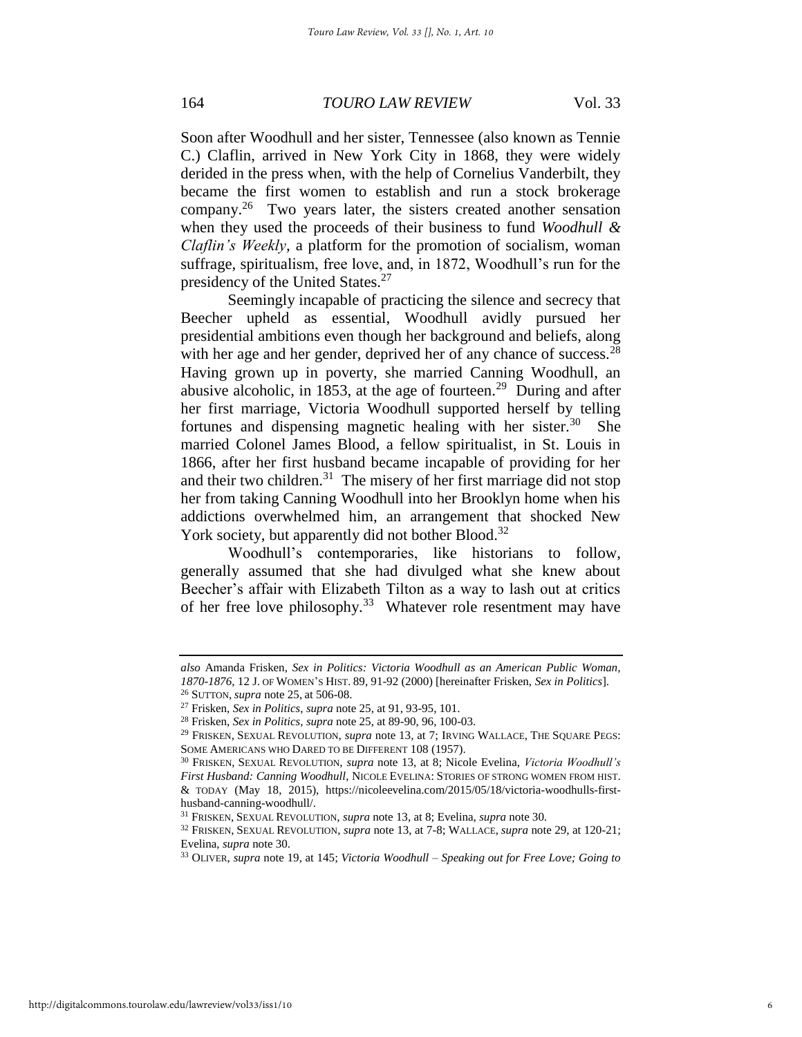Soon after Woodhull and her sister, Tennessee (also known as Tennie C.) Claflin, arrived in New York City in 1868, they were widely derided in the press when, with the help of Cornelius Vanderbilt, they became the first women to establish and run a stock brokerage company.[26] Two years later, the sisters created another sensation when they used the proceeds of their business to fund *Woodhull & Claflin's Weekly*, a platform for the promotion of socialism, woman suffrage, spiritualism, free love, and, in 1872, Woodhull's run for the presidency of the United States.[27]

Seemingly incapable of practicing the silence and secrecy that Beecher upheld as essential, Woodhull avidly pursued her presidential ambitions even though her background and beliefs, along with her age and her gender, deprived her of any chance of success.[28] Having grown up in poverty, she married Canning Woodhull, an abusive alcoholic, in 1853, at the age of fourteen.[29] During and after her first marriage, Victoria Woodhull supported herself by telling fortunes and dispensing magnetic healing with her sister.[30] She married Colonel James Blood, a fellow spiritualist, in St. Louis in 1866, after her first husband became incapable of providing for her and their two children.[31] The misery of her first marriage did not stop her from taking Canning Woodhull into her Brooklyn home when his addictions overwhelmed him, an arrangement that shocked New York society, but apparently did not bother Blood.[32]

Woodhull's contemporaries, like historians to follow, generally assumed that she had divulged what she knew about Beecher's affair with Elizabeth Tilton as a way to lash out at critics of her free love philosophy.[33] Whatever role resentment may have

---

*also* Amanda Frisken, *Sex in Politics: Victoria Woodhull as an American Public Woman, 1870-1876*, 12 J. OF WOMEN'S HIST. 89, 91-92 (2000) [hereinafter Frisken, *Sex in Politics*].

[26] SUTTON, *supra* note 25, at 506-08.

[27] Frisken, *Sex in Politics*, *supra* note 25, at 91, 93-95, 101.

[28] Frisken, *Sex in Politics*, *supra* note 25, at 89-90, 96, 100-03.

[29] FRISKEN, SEXUAL REVOLUTION, *supra* note 13, at 7; IRVING WALLACE, THE SQUARE PEGS: SOME AMERICANS WHO DARED TO BE DIFFERENT 108 (1957).

[30] FRISKEN, SEXUAL REVOLUTION, *supra* note 13, at 8; Nicole Evelina, *Victoria Woodhull's First Husband: Canning Woodhull*, NICOLE EVELINA: STORIES OF STRONG WOMEN FROM HIST. & TODAY (May 18, 2015), https://nicoleevelina.com/2015/05/18/victoria-woodhulls-first-husband-canning-woodhull/.

[31] FRISKEN, SEXUAL REVOLUTION, *supra* note 13, at 8; Evelina, *supra* note 30.

[32] FRISKEN, SEXUAL REVOLUTION, *supra* note 13, at 7-8; WALLACE, *supra* note 29, at 120-21; Evelina, *supra* note 30.

[33] OLIVER, *supra* note 19, at 145; *Victoria Woodhull – Speaking out for Free Love; Going to*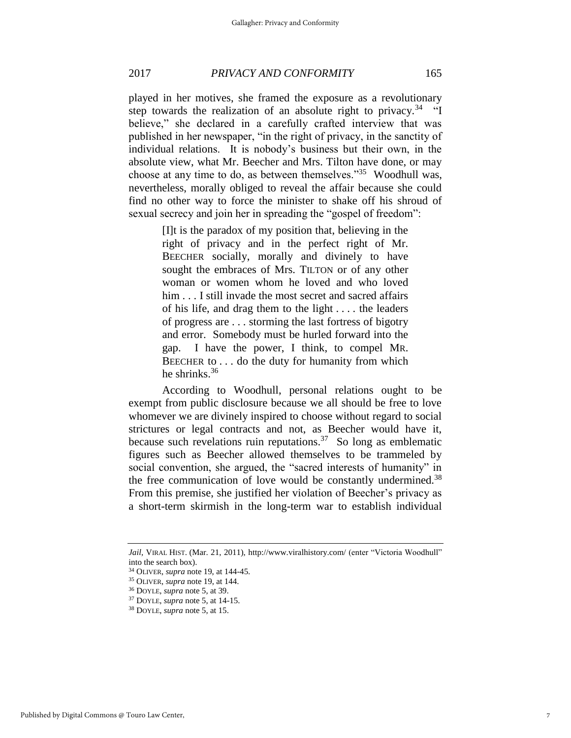played in her motives, she framed the exposure as a revolutionary step towards the realization of an absolute right to privacy.[34] "I believe," she declared in a carefully crafted interview that was published in her newspaper, "in the right of privacy, in the sanctity of individual relations. It is nobody's business but their own, in the absolute view, what Mr. Beecher and Mrs. Tilton have done, or may choose at any time to do, as between themselves."[35] Woodhull was, nevertheless, morally obliged to reveal the affair because she could find no other way to force the minister to shake off his shroud of sexual secrecy and join her in spreading the "gospel of freedom":

> [I]t is the paradox of my position that, believing in the right of privacy and in the perfect right of Mr. BEECHER socially, morally and divinely to have sought the embraces of Mrs. TILTON or of any other woman or women whom he loved and who loved him . . . I still invade the most secret and sacred affairs of his life, and drag them to the light . . . . the leaders of progress are . . . storming the last fortress of bigotry and error. Somebody must be hurled forward into the gap. I have the power, I think, to compel MR. BEECHER to . . . do the duty for humanity from which he shrinks.[36]

According to Woodhull, personal relations ought to be exempt from public disclosure because we all should be free to love whomever we are divinely inspired to choose without regard to social strictures or legal contracts and not, as Beecher would have it, because such revelations ruin reputations.[37] So long as emblematic figures such as Beecher allowed themselves to be trammeled by social convention, she argued, the "sacred interests of humanity" in the free communication of love would be constantly undermined.[38] From this premise, she justified her violation of Beecher's privacy as a short-term skirmish in the long-term war to establish individual

---

*Jail*, VIRAL HIST. (Mar. 21, 2011), http://www.viralhistory.com/ (enter "Victoria Woodhull" into the search box).

[34] OLIVER, *supra* note 19, at 144-45.

[35] OLIVER, *supra* note 19, at 144.

[36] DOYLE, *supra* note 5, at 39.

[37] DOYLE, *supra* note 5, at 14-15.

[38] DOYLE, *supra* note 5, at 15.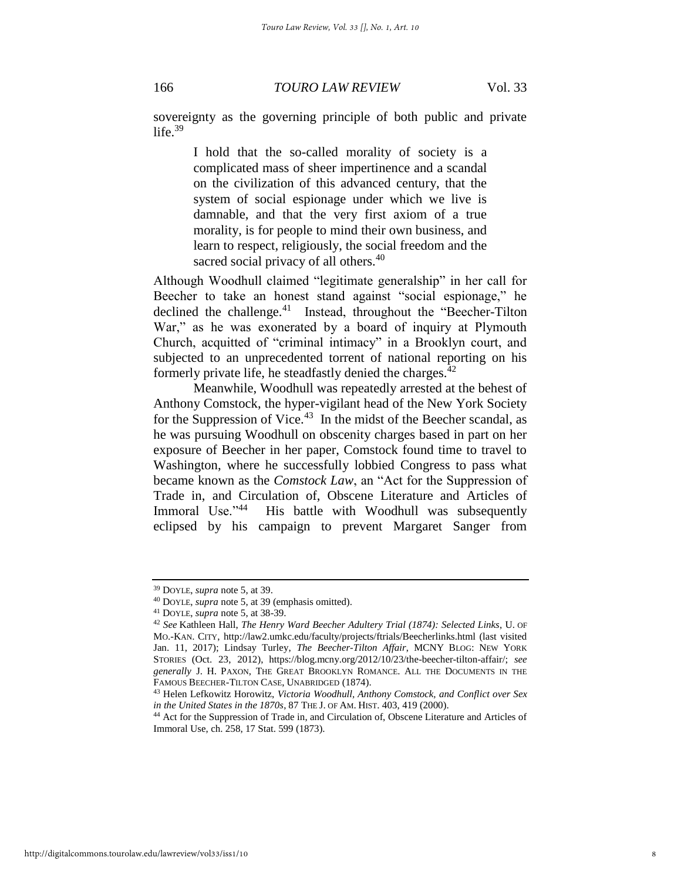sovereignty as the governing principle of both public and private life.[39]

> I hold that the so-called morality of society is a complicated mass of sheer impertinence and a scandal on the civilization of this advanced century, that the system of social espionage under which we live is damnable, and that the very first axiom of a true morality, is for people to mind their own business, and learn to respect, religiously, the social freedom and the sacred social privacy of all others.[40]

Although Woodhull claimed "legitimate generalship" in her call for Beecher to take an honest stand against "social espionage," he declined the challenge.[41] Instead, throughout the "Beecher-Tilton War," as he was exonerated by a board of inquiry at Plymouth Church, acquitted of "criminal intimacy" in a Brooklyn court, and subjected to an unprecedented torrent of national reporting on his formerly private life, he steadfastly denied the charges.[42]

Meanwhile, Woodhull was repeatedly arrested at the behest of Anthony Comstock, the hyper-vigilant head of the New York Society for the Suppression of Vice.[43] In the midst of the Beecher scandal, as he was pursuing Woodhull on obscenity charges based in part on her exposure of Beecher in her paper, Comstock found time to travel to Washington, where he successfully lobbied Congress to pass what became known as the *Comstock Law*, an "Act for the Suppression of Trade in, and Circulation of, Obscene Literature and Articles of Immoral Use."[44] His battle with Woodhull was subsequently eclipsed by his campaign to prevent Margaret Sanger from

---

[39] DOYLE, *supra* note 5, at 39.

[40] DOYLE, *supra* note 5, at 39 (emphasis omitted).

[41] DOYLE, *supra* note 5, at 38-39.

[42] *See* Kathleen Hall, *The Henry Ward Beecher Adultery Trial (1874): Selected Links*, U. OF MO.-KAN. CITY, http://law2.umkc.edu/faculty/projects/ftrials/Beecherlinks.html (last visited Jan. 11, 2017); Lindsay Turley, *The Beecher-Tilton Affair*, MCNY BLOG: NEW YORK STORIES (Oct. 23, 2012), https://blog.mcny.org/2012/10/23/the-beecher-tilton-affair/; *see generally* J. H. PAXON, THE GREAT BROOKLYN ROMANCE. ALL THE DOCUMENTS IN THE FAMOUS BEECHER-TILTON CASE, UNABRIDGED (1874).

[43] Helen Lefkowitz Horowitz, *Victoria Woodhull, Anthony Comstock, and Conflict over Sex in the United States in the 1870s*, 87 THE J. OF AM. HIST. 403, 419 (2000).

[44] Act for the Suppression of Trade in, and Circulation of, Obscene Literature and Articles of Immoral Use, ch. 258, 17 Stat. 599 (1873).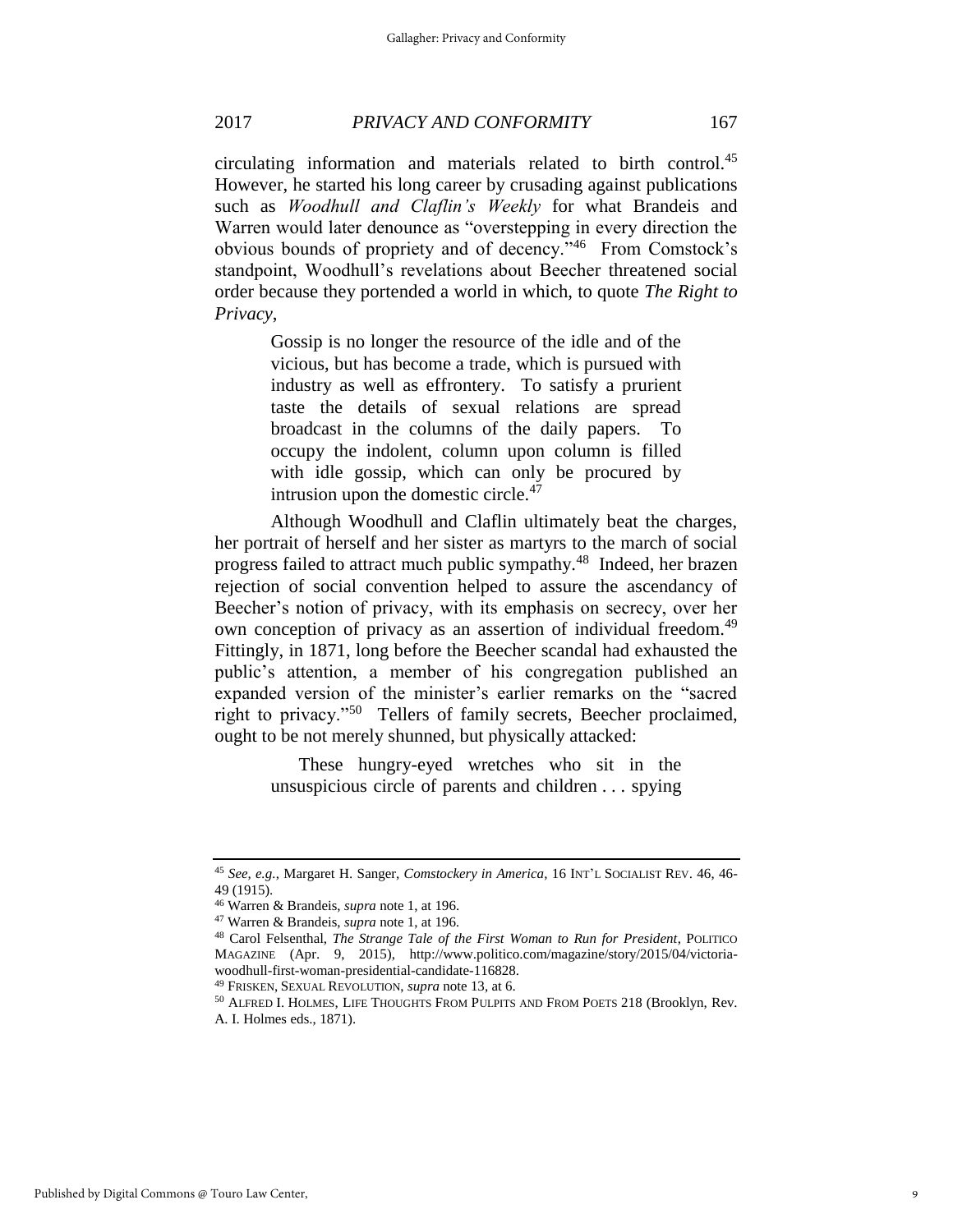circulating information and materials related to birth control.[45] However, he started his long career by crusading against publications such as *Woodhull and Claflin's Weekly* for what Brandeis and Warren would later denounce as "overstepping in every direction the obvious bounds of propriety and of decency."[46] From Comstock's standpoint, Woodhull's revelations about Beecher threatened social order because they portended a world in which, to quote *The Right to Privacy*,

> Gossip is no longer the resource of the idle and of the vicious, but has become a trade, which is pursued with industry as well as effrontery. To satisfy a prurient taste the details of sexual relations are spread broadcast in the columns of the daily papers. To occupy the indolent, column upon column is filled with idle gossip, which can only be procured by intrusion upon the domestic circle.[47]

Although Woodhull and Claflin ultimately beat the charges, her portrait of herself and her sister as martyrs to the march of social progress failed to attract much public sympathy.[48] Indeed, her brazen rejection of social convention helped to assure the ascendancy of Beecher's notion of privacy, with its emphasis on secrecy, over her own conception of privacy as an assertion of individual freedom.[49] Fittingly, in 1871, long before the Beecher scandal had exhausted the public's attention, a member of his congregation published an expanded version of the minister's earlier remarks on the "sacred right to privacy."[50] Tellers of family secrets, Beecher proclaimed, ought to be not merely shunned, but physically attacked:

> These hungry-eyed wretches who sit in the unsuspicious circle of parents and children . . . spying

---

[45] *See, e.g.*, Margaret H. Sanger, *Comstockery in America*, 16 INT'L SOCIALIST REV. 46, 46-49 (1915).

[46] Warren & Brandeis, *supra* note 1, at 196.

[47] Warren & Brandeis, *supra* note 1, at 196.

[48] Carol Felsenthal, *The Strange Tale of the First Woman to Run for President*, POLITICO MAGAZINE (Apr. 9, 2015), http://www.politico.com/magazine/story/2015/04/victoria-woodhull-first-woman-presidential-candidate-116828.

[49] FRISKEN, SEXUAL REVOLUTION, *supra* note 13, at 6.

[50] ALFRED I. HOLMES, LIFE THOUGHTS FROM PULPITS AND FROM POETS 218 (Brooklyn, Rev. A. I. Holmes eds., 1871).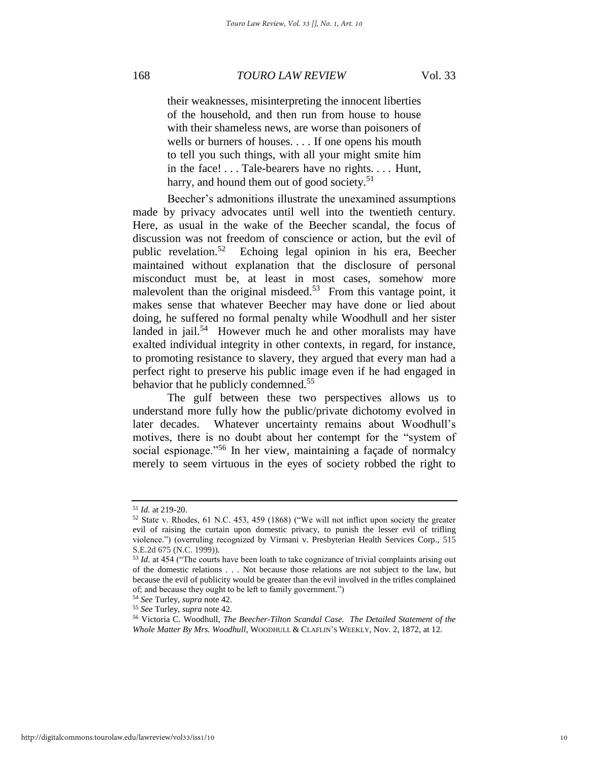> their weaknesses, misinterpreting the innocent liberties of the household, and then run from house to house with their shameless news, are worse than poisoners of wells or burners of houses. . . . If one opens his mouth to tell you such things, with all your might smite him in the face! . . . Tale-bearers have no rights. . . . Hunt, harry, and hound them out of good society.[51]

Beecher's admonitions illustrate the unexamined assumptions made by privacy advocates until well into the twentieth century. Here, as usual in the wake of the Beecher scandal, the focus of discussion was not freedom of conscience or action, but the evil of public revelation.[52] Echoing legal opinion in his era, Beecher maintained without explanation that the disclosure of personal misconduct must be, at least in most cases, somehow more malevolent than the original misdeed.[53] From this vantage point, it makes sense that whatever Beecher may have done or lied about doing, he suffered no formal penalty while Woodhull and her sister landed in jail.[54] However much he and other moralists may have exalted individual integrity in other contexts, in regard, for instance, to promoting resistance to slavery, they argued that every man had a perfect right to preserve his public image even if he had engaged in behavior that he publicly condemned.[55]

The gulf between these two perspectives allows us to understand more fully how the public/private dichotomy evolved in later decades. Whatever uncertainty remains about Woodhull's motives, there is no doubt about her contempt for the "system of social espionage."[56] In her view, maintaining a façade of normalcy merely to seem virtuous in the eyes of society robbed the right to

---

[51] *Id.* at 219-20.

[52] State v. Rhodes, 61 N.C. 453, 459 (1868) ("We will not inflict upon society the greater evil of raising the curtain upon domestic privacy, to punish the lesser evil of trifling violence.") (overruling recognized by Virmani v. Presbyterian Health Services Corp., 515 S.E.2d 675 (N.C. 1999)).

[53] *Id.* at 454 ("The courts have been loath to take cognizance of trivial complaints arising out of the domestic relations . . . Not because those relations are not subject to the law, but because the evil of publicity would be greater than the evil involved in the trifles complained of; and because they ought to be left to family government.")

[54] *See* Turley, *supra* note 42.

[55] *See* Turley, *supra* note 42.

[56] Victoria C. Woodhull, *The Beecher-Tilton Scandal Case. The Detailed Statement of the Whole Matter By Mrs. Woodhull*, WOODHULL & CLAFLIN'S WEEKLY, Nov. 2, 1872, at 12.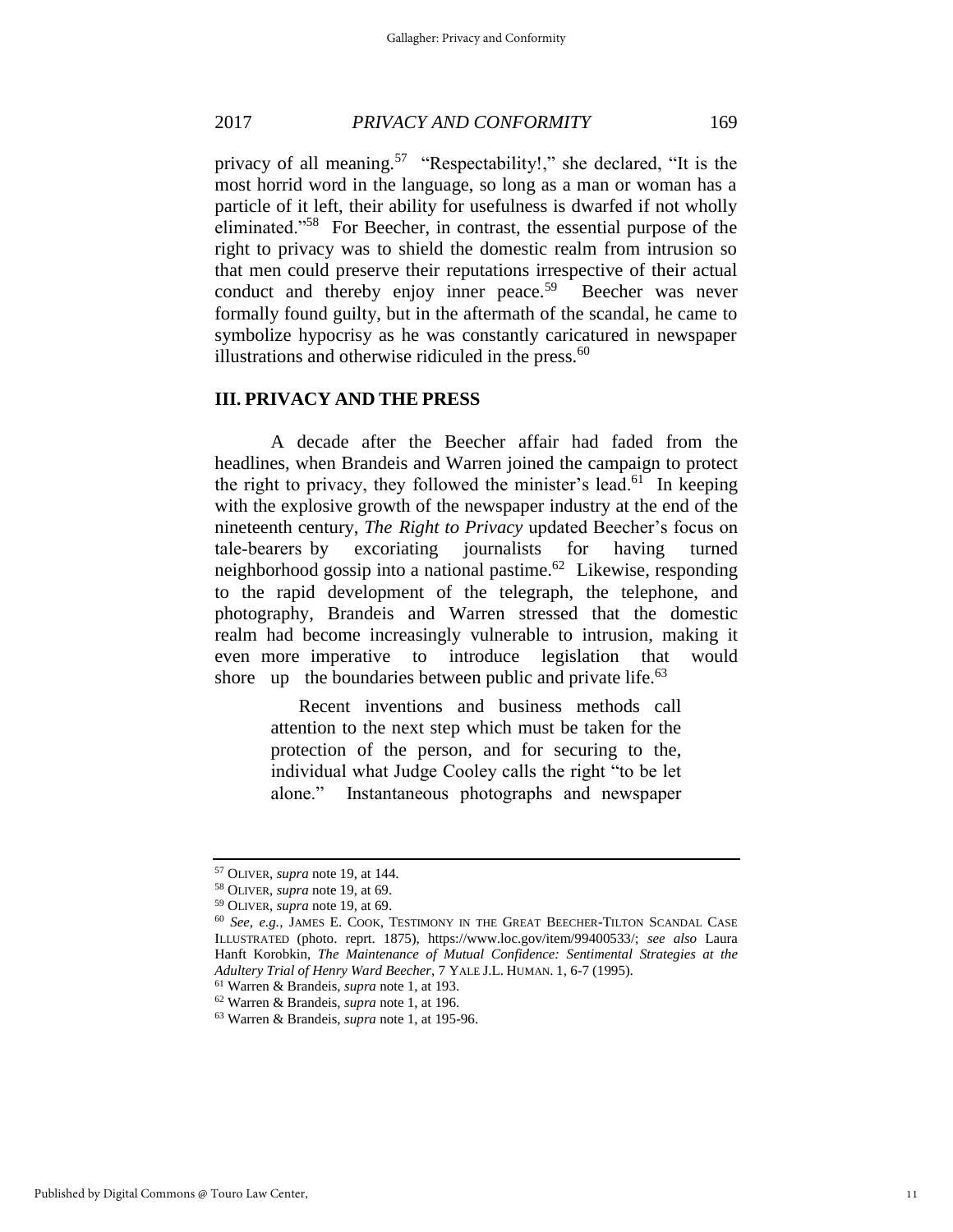privacy of all meaning.[57] "Respectability!," she declared, "It is the most horrid word in the language, so long as a man or woman has a particle of it left, their ability for usefulness is dwarfed if not wholly eliminated."[58] For Beecher, in contrast, the essential purpose of the right to privacy was to shield the domestic realm from intrusion so that men could preserve their reputations irrespective of their actual conduct and thereby enjoy inner peace.[59] Beecher was never formally found guilty, but in the aftermath of the scandal, he came to symbolize hypocrisy as he was constantly caricatured in newspaper illustrations and otherwise ridiculed in the press.[60]

## III. PRIVACY AND THE PRESS

A decade after the Beecher affair had faded from the headlines, when Brandeis and Warren joined the campaign to protect the right to privacy, they followed the minister's lead.[61] In keeping with the explosive growth of the newspaper industry at the end of the nineteenth century, *The Right to Privacy* updated Beecher's focus on tale-bearers by excoriating journalists for having turned neighborhood gossip into a national pastime.[62] Likewise, responding to the rapid development of the telegraph, the telephone, and photography, Brandeis and Warren stressed that the domestic realm had become increasingly vulnerable to intrusion, making it even more imperative to introduce legislation that would shore up the boundaries between public and private life.[63]

> Recent inventions and business methods call attention to the next step which must be taken for the protection of the person, and for securing to the, individual what Judge Cooley calls the right "to be let alone." Instantaneous photographs and newspaper

---

[57] OLIVER, *supra* note 19, at 144.

[58] OLIVER, *supra* note 19, at 69.

[59] OLIVER, *supra* note 19, at 69.

[60] *See, e.g.*, JAMES E. COOK, TESTIMONY IN THE GREAT BEECHER-TILTON SCANDAL CASE ILLUSTRATED (photo. reprt. 1875), https://www.loc.gov/item/99400533/; *see also* Laura Hanft Korobkin, *The Maintenance of Mutual Confidence: Sentimental Strategies at the Adultery Trial of Henry Ward Beecher*, 7 YALE J.L. HUMAN. 1, 6-7 (1995).

[61] Warren & Brandeis, *supra* note 1, at 193.

[62] Warren & Brandeis, *supra* note 1, at 196.

[63] Warren & Brandeis, *supra* note 1, at 195-96.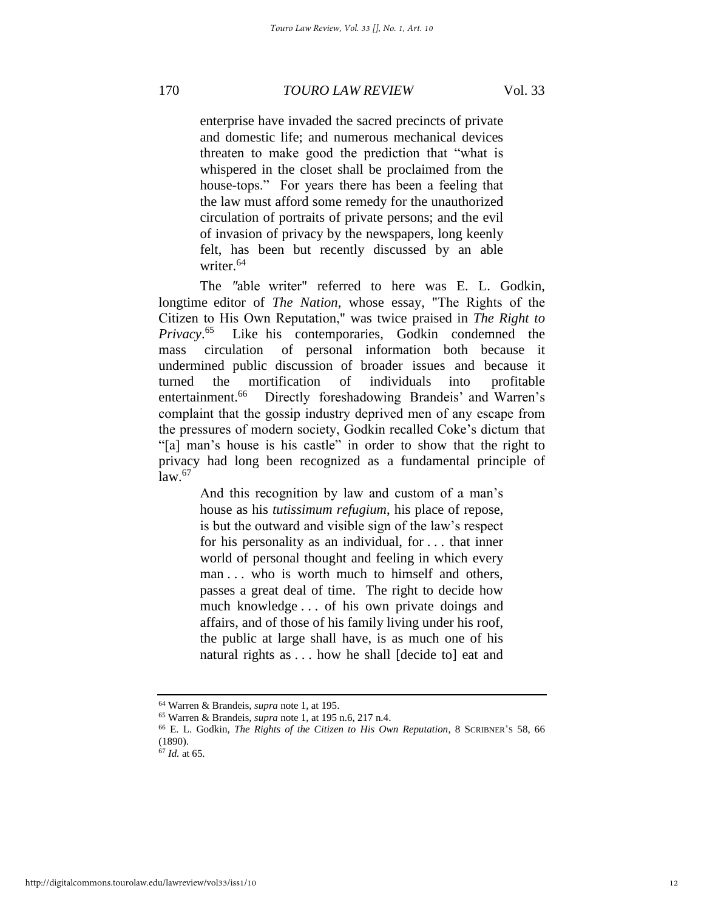> enterprise have invaded the sacred precincts of private and domestic life; and numerous mechanical devices threaten to make good the prediction that "what is whispered in the closet shall be proclaimed from the house-tops." For years there has been a feeling that the law must afford some remedy for the unauthorized circulation of portraits of private persons; and the evil of invasion of privacy by the newspapers, long keenly felt, has been but recently discussed by an able writer.[64]

The "able writer" referred to here was E. L. Godkin, longtime editor of *The Nation*, whose essay, "The Rights of the Citizen to His Own Reputation," was twice praised in *The Right to Privacy*.[65] Like his contemporaries, Godkin condemned the mass circulation of personal information both because it undermined public discussion of broader issues and because it turned the mortification of individuals into profitable entertainment.[66] Directly foreshadowing Brandeis' and Warren's complaint that the gossip industry deprived men of any escape from the pressures of modern society, Godkin recalled Coke's dictum that "[a] man's house is his castle" in order to show that the right to privacy had long been recognized as a fundamental principle of law.[67]

> And this recognition by law and custom of a man's house as his *tutissimum refugium*, his place of repose, is but the outward and visible sign of the law's respect for his personality as an individual, for . . . that inner world of personal thought and feeling in which every man . . . who is worth much to himself and others, passes a great deal of time. The right to decide how much knowledge . . . of his own private doings and affairs, and of those of his family living under his roof, the public at large shall have, is as much one of his natural rights as . . . how he shall [decide to] eat and

---

[64] Warren & Brandeis, *supra* note 1, at 195.

[65] Warren & Brandeis, *supra* note 1, at 195 n.6, 217 n.4.

[66] E. L. Godkin, *The Rights of the Citizen to His Own Reputation*, 8 SCRIBNER'S 58, 66 (1890).

[67] *Id.* at 65.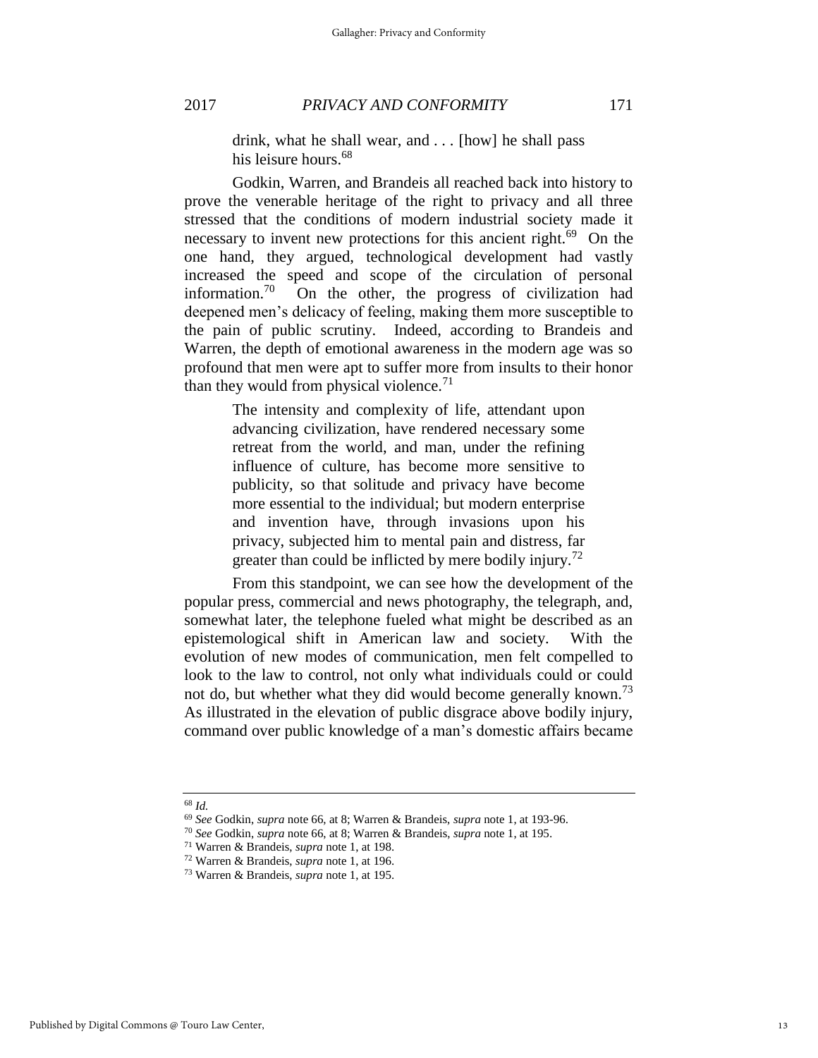> drink, what he shall wear, and . . . [how] he shall pass his leisure hours.[68]

Godkin, Warren, and Brandeis all reached back into history to prove the venerable heritage of the right to privacy and all three stressed that the conditions of modern industrial society made it necessary to invent new protections for this ancient right.[69] On the one hand, they argued, technological development had vastly increased the speed and scope of the circulation of personal information.[70] On the other, the progress of civilization had deepened men's delicacy of feeling, making them more susceptible to the pain of public scrutiny. Indeed, according to Brandeis and Warren, the depth of emotional awareness in the modern age was so profound that men were apt to suffer more from insults to their honor than they would from physical violence.[71]

> The intensity and complexity of life, attendant upon advancing civilization, have rendered necessary some retreat from the world, and man, under the refining influence of culture, has become more sensitive to publicity, so that solitude and privacy have become more essential to the individual; but modern enterprise and invention have, through invasions upon his privacy, subjected him to mental pain and distress, far greater than could be inflicted by mere bodily injury.[72]

From this standpoint, we can see how the development of the popular press, commercial and news photography, the telegraph, and, somewhat later, the telephone fueled what might be described as an epistemological shift in American law and society. With the evolution of new modes of communication, men felt compelled to look to the law to control, not only what individuals could or could not do, but whether what they did would become generally known.[73] As illustrated in the elevation of public disgrace above bodily injury, command over public knowledge of a man's domestic affairs became

---

[68] *Id.*

[69] *See* Godkin, *supra* note 66, at 8; Warren & Brandeis, *supra* note 1, at 193-96.

[70] *See* Godkin, *supra* note 66, at 8; Warren & Brandeis, *supra* note 1, at 195.

[71] Warren & Brandeis, *supra* note 1, at 198.

[72] Warren & Brandeis, *supra* note 1, at 196.

[73] Warren & Brandeis, *supra* note 1, at 195.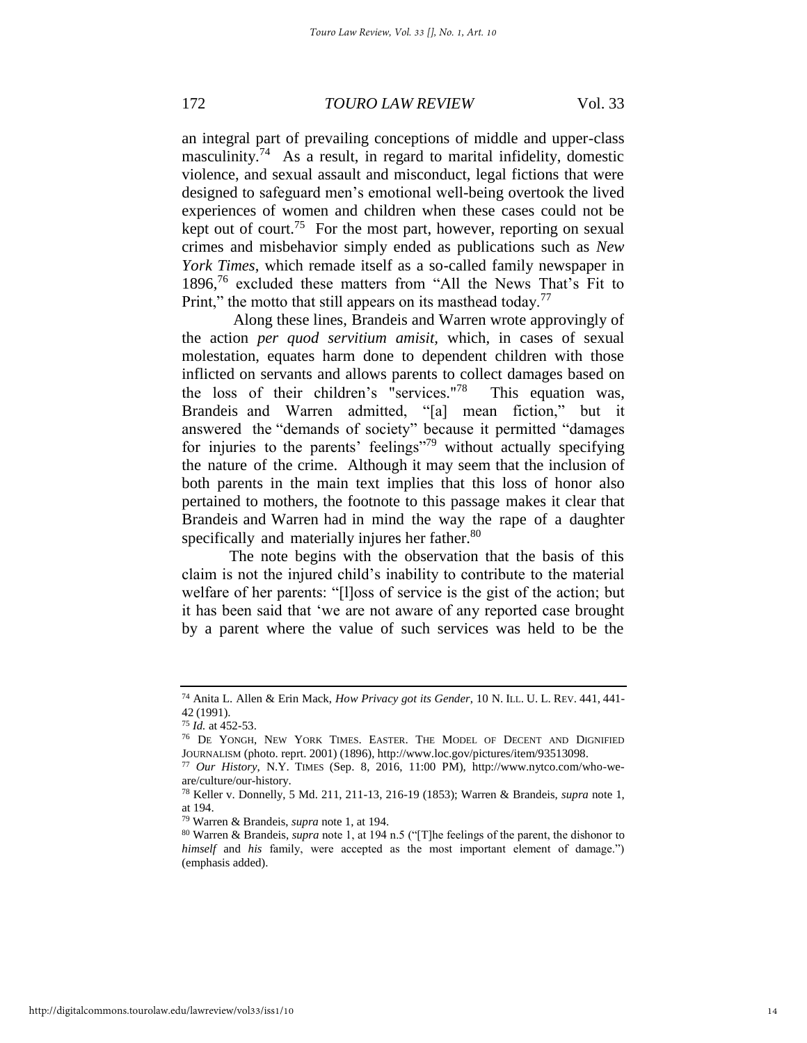an integral part of prevailing conceptions of middle and upper-class masculinity.[74] As a result, in regard to marital infidelity, domestic violence, and sexual assault and misconduct, legal fictions that were designed to safeguard men's emotional well-being overtook the lived experiences of women and children when these cases could not be kept out of court.[75] For the most part, however, reporting on sexual crimes and misbehavior simply ended as publications such as *New York Times*, which remade itself as a so-called family newspaper in 1896,[76] excluded these matters from "All the News That's Fit to Print," the motto that still appears on its masthead today.[77]

Along these lines, Brandeis and Warren wrote approvingly of the action *per quod servitium amisit*, which, in cases of sexual molestation, equates harm done to dependent children with those inflicted on servants and allows parents to collect damages based on the loss of their children's "services."[78] This equation was, Brandeis and Warren admitted, "[a] mean fiction," but it answered the "demands of society" because it permitted "damages for injuries to the parents' feelings"[79] without actually specifying the nature of the crime. Although it may seem that the inclusion of both parents in the main text implies that this loss of honor also pertained to mothers, the footnote to this passage makes it clear that Brandeis and Warren had in mind the way the rape of a daughter specifically and materially injures her father.[80]

The note begins with the observation that the basis of this claim is not the injured child's inability to contribute to the material welfare of her parents: "[l]oss of service is the gist of the action; but it has been said that 'we are not aware of any reported case brought by a parent where the value of such services was held to be the

---

[74] Anita L. Allen & Erin Mack, *How Privacy got its Gender*, 10 N. ILL. U. L. REV. 441, 441-42 (1991).

[75] *Id.* at 452-53.

[76] DE YONGH, NEW YORK TIMES. EASTER. THE MODEL OF DECENT AND DIGNIFIED JOURNALISM (photo. reprt. 2001) (1896), http://www.loc.gov/pictures/item/93513098.

[77] *Our History*, N.Y. TIMES (Sep. 8, 2016, 11:00 PM), http://www.nytco.com/who-we-are/culture/our-history.

[78] Keller v. Donnelly, 5 Md. 211, 211-13, 216-19 (1853); Warren & Brandeis, *supra* note 1, at 194.

[79] Warren & Brandeis, *supra* note 1, at 194.

[80] Warren & Brandeis, *supra* note 1, at 194 n.5 ("[T]he feelings of the parent, the dishonor to *himself* and *his* family, were accepted as the most important element of damage.") (emphasis added).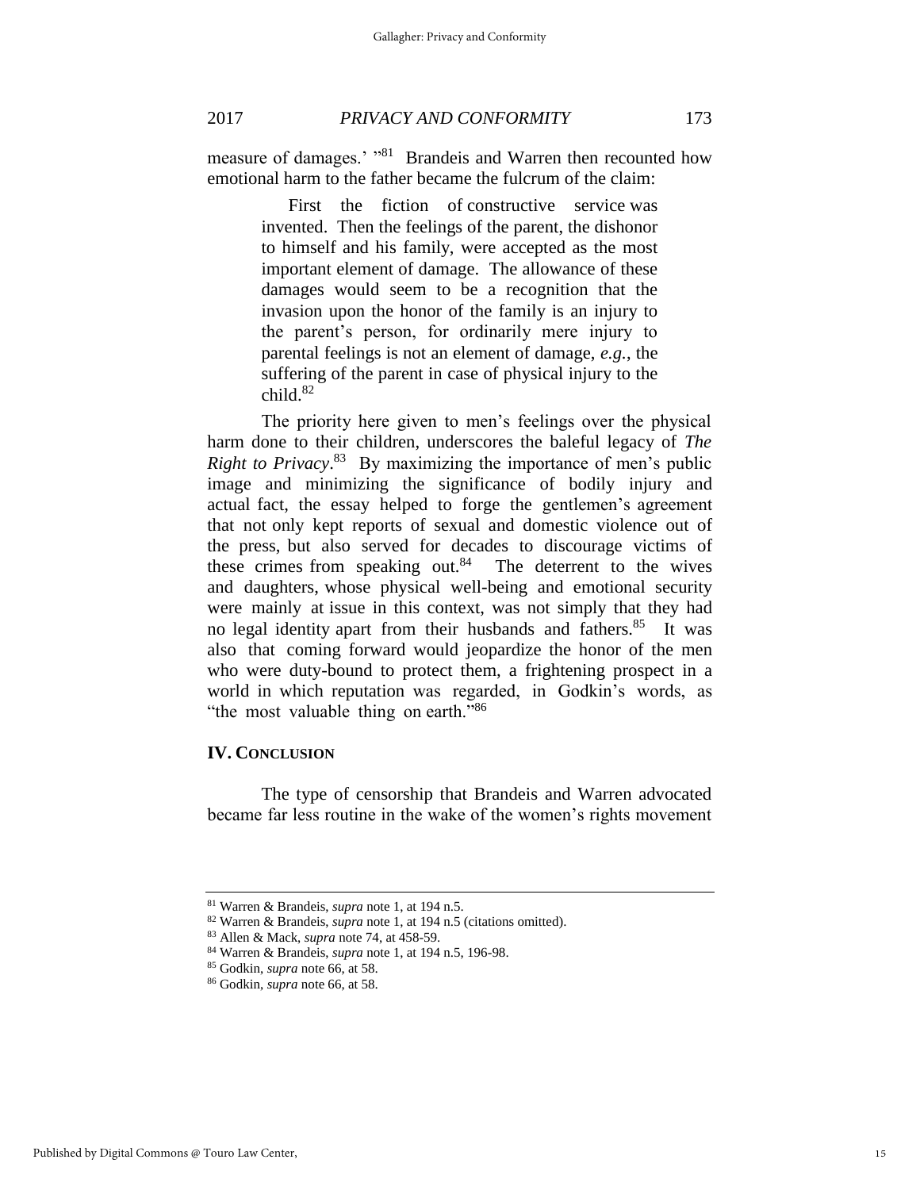measure of damages.' "[81] Brandeis and Warren then recounted how emotional harm to the father became the fulcrum of the claim:

> First the fiction of constructive service was invented. Then the feelings of the parent, the dishonor to himself and his family, were accepted as the most important element of damage. The allowance of these damages would seem to be a recognition that the invasion upon the honor of the family is an injury to the parent's person, for ordinarily mere injury to parental feelings is not an element of damage, *e.g.*, the suffering of the parent in case of physical injury to the child.[82]

The priority here given to men's feelings over the physical harm done to their children, underscores the baleful legacy of *The Right to Privacy*.[83] By maximizing the importance of men's public image and minimizing the significance of bodily injury and actual fact, the essay helped to forge the gentlemen's agreement that not only kept reports of sexual and domestic violence out of the press, but also served for decades to discourage victims of these crimes from speaking out.[84] The deterrent to the wives and daughters, whose physical well-being and emotional security were mainly at issue in this context, was not simply that they had no legal identity apart from their husbands and fathers.[85] It was also that coming forward would jeopardize the honor of the men who were duty-bound to protect them, a frightening prospect in a world in which reputation was regarded, in Godkin's words, as "the most valuable thing on earth."[86]

## IV. CONCLUSION

The type of censorship that Brandeis and Warren advocated became far less routine in the wake of the women's rights movement

---

[81] Warren & Brandeis, *supra* note 1, at 194 n.5.

[82] Warren & Brandeis, *supra* note 1, at 194 n.5 (citations omitted).

[83] Allen & Mack, *supra* note 74, at 458-59.

[84] Warren & Brandeis, *supra* note 1, at 194 n.5, 196-98.

[85] Godkin, *supra* note 66, at 58.

[86] Godkin, *supra* note 66, at 58.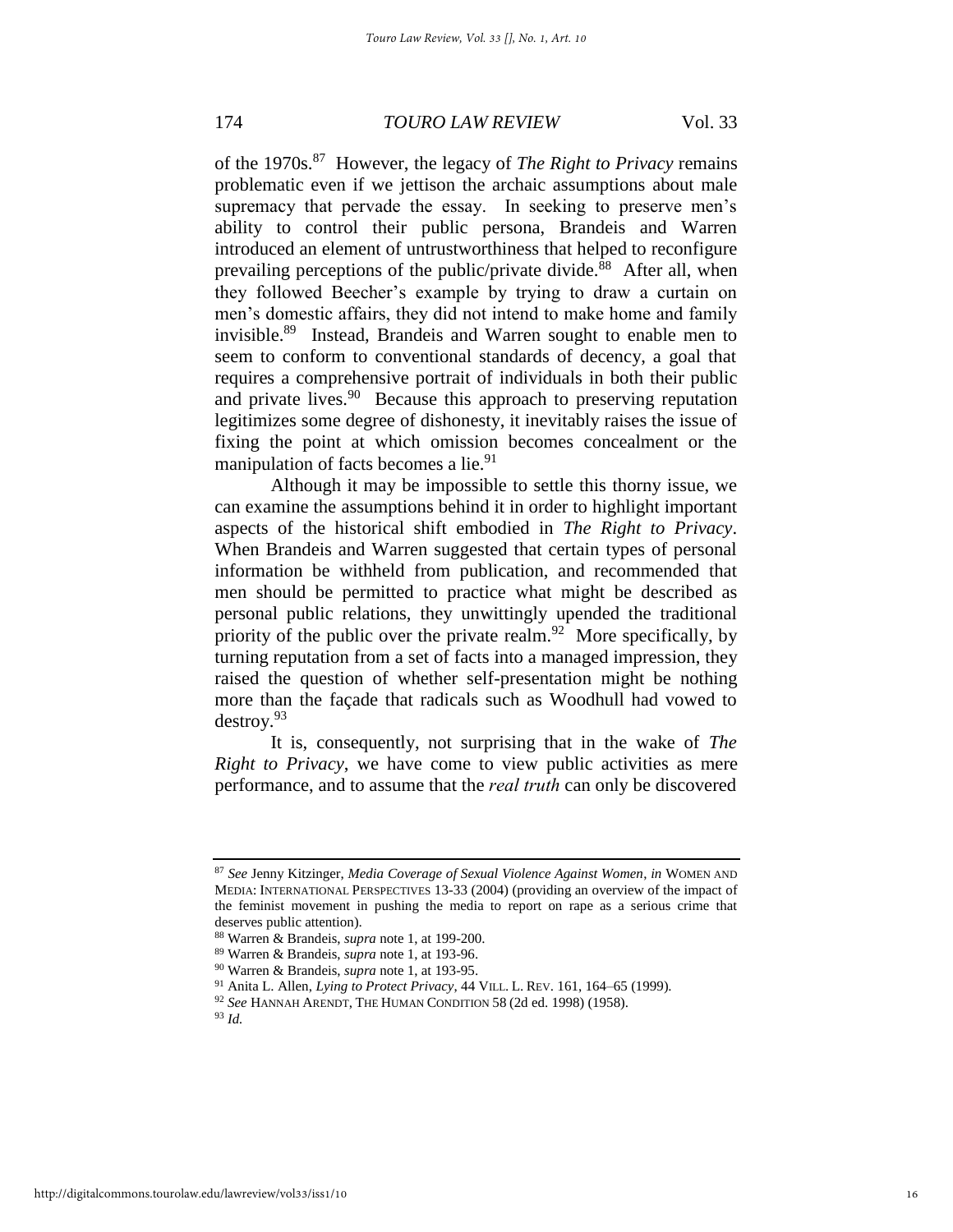of the 1970s.[87] However, the legacy of *The Right to Privacy* remains problematic even if we jettison the archaic assumptions about male supremacy that pervade the essay. In seeking to preserve men's ability to control their public persona, Brandeis and Warren introduced an element of untrustworthiness that helped to reconfigure prevailing perceptions of the public/private divide.[88] After all, when they followed Beecher's example by trying to draw a curtain on men's domestic affairs, they did not intend to make home and family invisible.[89] Instead, Brandeis and Warren sought to enable men to seem to conform to conventional standards of decency, a goal that requires a comprehensive portrait of individuals in both their public and private lives.[90] Because this approach to preserving reputation legitimizes some degree of dishonesty, it inevitably raises the issue of fixing the point at which omission becomes concealment or the manipulation of facts becomes a lie.[91]

Although it may be impossible to settle this thorny issue, we can examine the assumptions behind it in order to highlight important aspects of the historical shift embodied in *The Right to Privacy*. When Brandeis and Warren suggested that certain types of personal information be withheld from publication, and recommended that men should be permitted to practice what might be described as personal public relations, they unwittingly upended the traditional priority of the public over the private realm.[92] More specifically, by turning reputation from a set of facts into a managed impression, they raised the question of whether self-presentation might be nothing more than the façade that radicals such as Woodhull had vowed to destroy.[93]

It is, consequently, not surprising that in the wake of *The Right to Privacy*, we have come to view public activities as mere performance, and to assume that the *real truth* can only be discovered

---

[87] *See* Jenny Kitzinger, *Media Coverage of Sexual Violence Against Women*, *in* WOMEN AND MEDIA: INTERNATIONAL PERSPECTIVES 13-33 (2004) (providing an overview of the impact of the feminist movement in pushing the media to report on rape as a serious crime that deserves public attention).

[88] Warren & Brandeis, *supra* note 1, at 199-200.

[89] Warren & Brandeis, *supra* note 1, at 193-96.

[90] Warren & Brandeis, *supra* note 1, at 193-95.

[91] Anita L. Allen, *Lying to Protect Privacy*, 44 VILL. L. REV. 161, 164–65 (1999).

[92] *See* HANNAH ARENDT, THE HUMAN CONDITION 58 (2d ed. 1998) (1958).

[93] *Id.*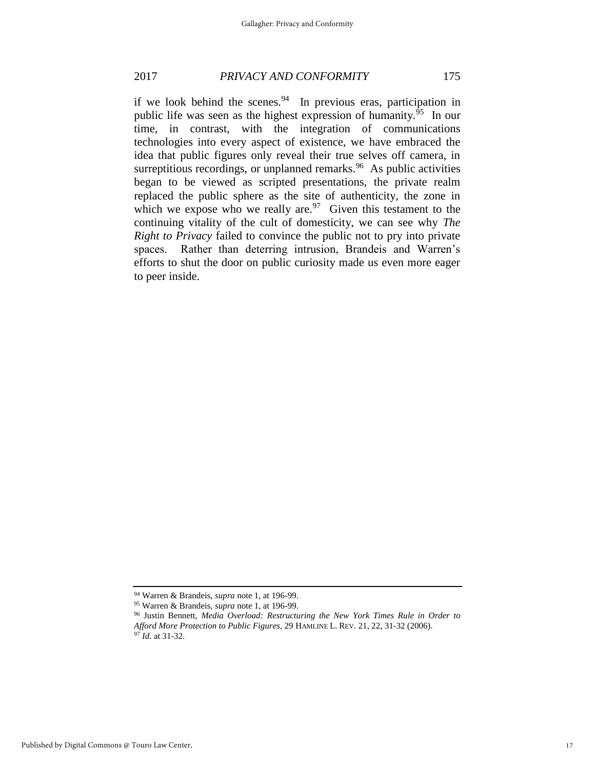if we look behind the scenes.[94] In previous eras, participation in public life was seen as the highest expression of humanity.[95] In our time, in contrast, with the integration of communications technologies into every aspect of existence, we have embraced the idea that public figures only reveal their true selves off camera, in surreptitious recordings, or unplanned remarks.[96] As public activities began to be viewed as scripted presentations, the private realm replaced the public sphere as the site of authenticity, the zone in which we expose who we really are.[97] Given this testament to the continuing vitality of the cult of domesticity, we can see why *The Right to Privacy* failed to convince the public not to pry into private spaces. Rather than deterring intrusion, Brandeis and Warren's efforts to shut the door on public curiosity made us even more eager to peer inside.

---

[94] Warren & Brandeis, *supra* note 1, at 196-99.

[95] Warren & Brandeis, *supra* note 1, at 196-99.

[96] Justin Bennett, *Media Overload: Restructuring the New York Times Rule in Order to Afford More Protection to Public Figures*, 29 HAMLINE L. REV. 21, 22, 31-32 (2006).

[97] *Id.* at 31-32.